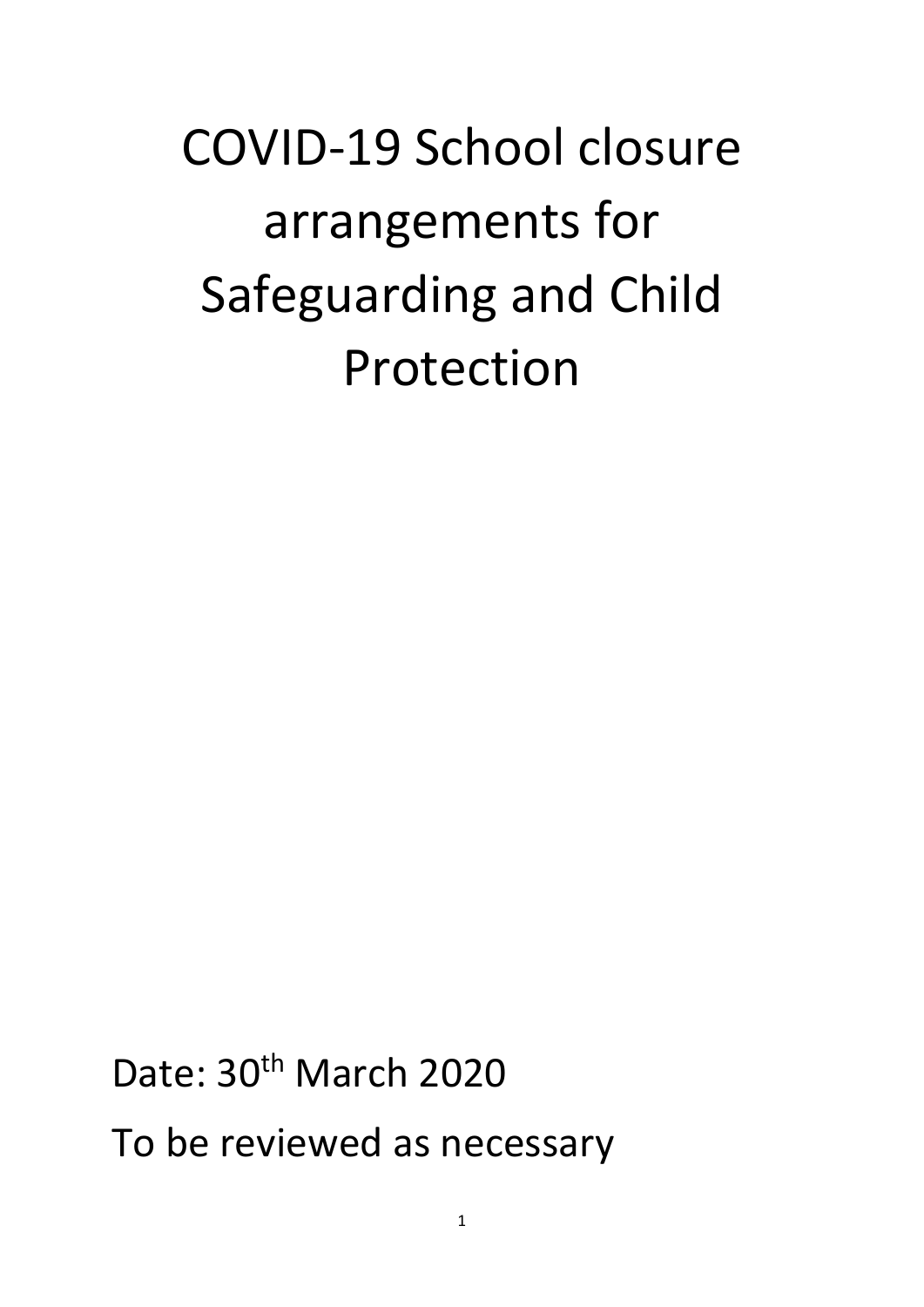# COVID-19 School closure arrangements for Safeguarding and Child Protection

Date: 30th March 2020

To be reviewed as necessary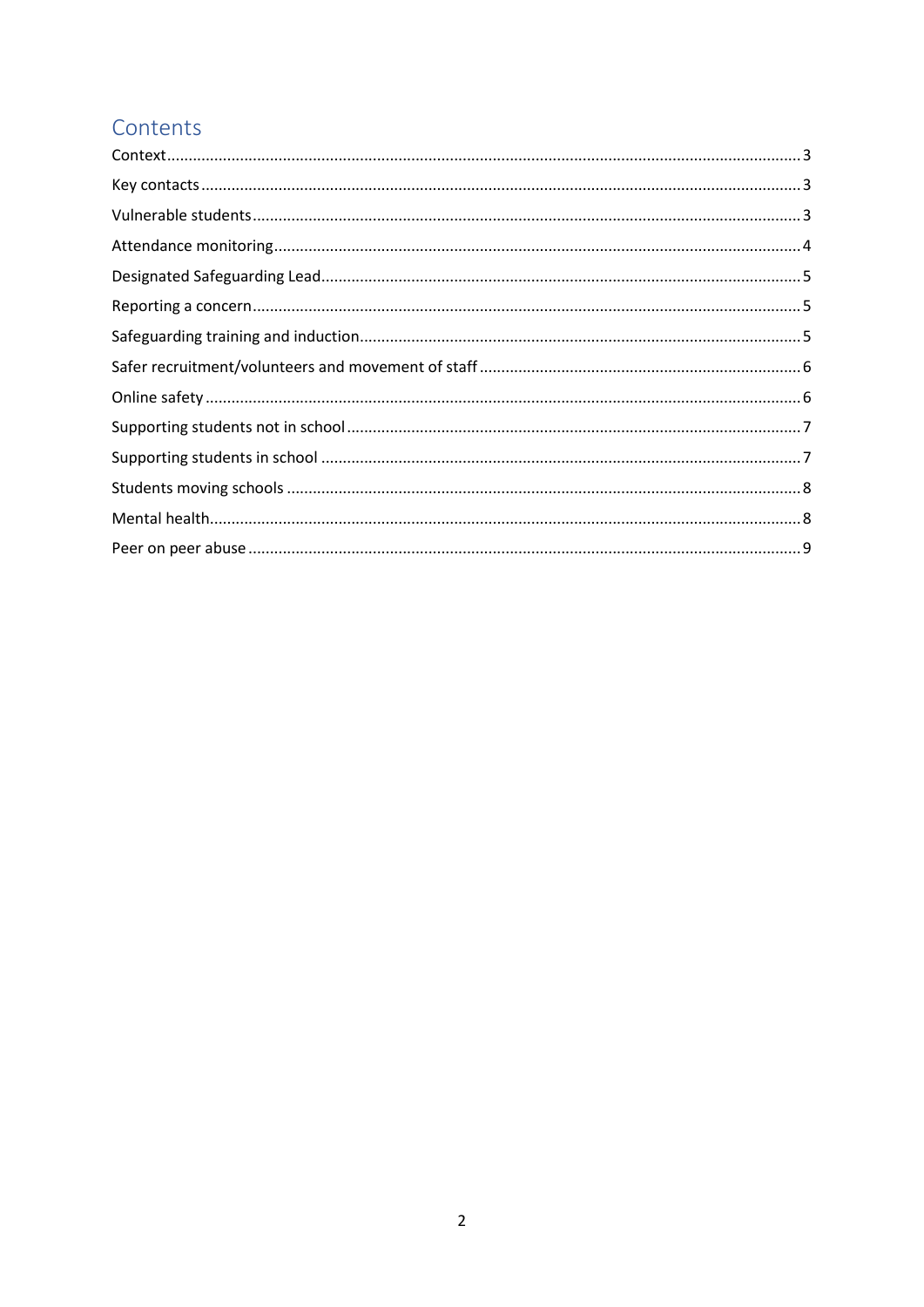# Contents

Context .......... 3
Key contacts .......... 3
Vulnerable students .......... 3
Attendance monitoring .......... 4
Designated Safeguarding Lead .......... 5
Reporting a concern .......... 5
Safeguarding training and induction .......... 5
Safer recruitment/volunteers and movement of staff .......... 6
Online safety .......... 6
Supporting students not in school .......... 7
Supporting students in school .......... 7
Students moving schools .......... 8
Mental health .......... 8
Peer on peer abuse .......... 9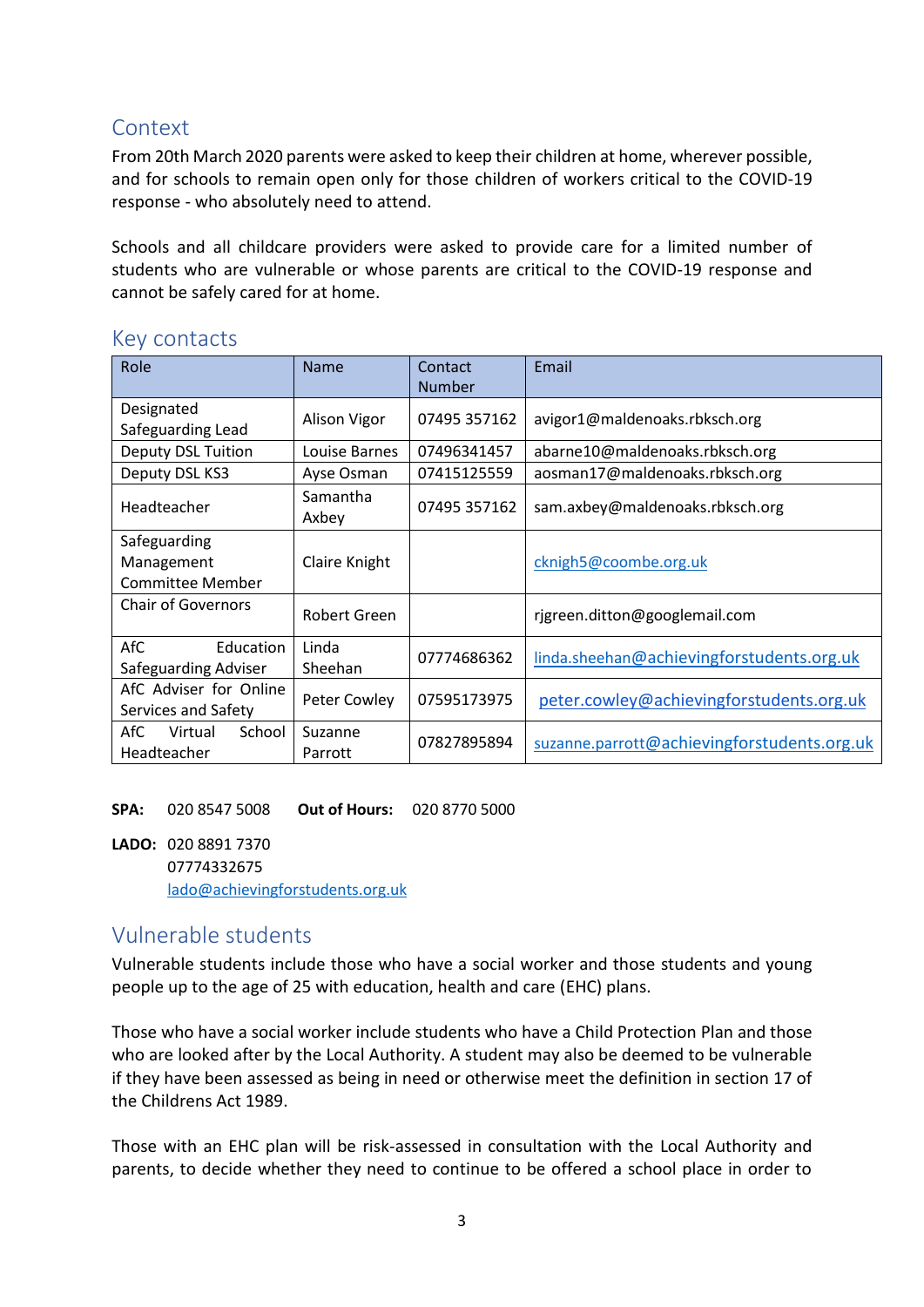## Context

From 20th March 2020 parents were asked to keep their children at home, wherever possible, and for schools to remain open only for those children of workers critical to the COVID-19 response - who absolutely need to attend.

Schools and all childcare providers were asked to provide care for a limited number of students who are vulnerable or whose parents are critical to the COVID-19 response and cannot be safely cared for at home.

## Key contacts

| Role | Name | Contact Number | Email |
|---|---|---|---|
| Designated Safeguarding Lead | Alison Vigor | 07495 357162 | avigor1@maldenoaks.rbksch.org |
| Deputy DSL Tuition | Louise Barnes | 07496341457 | abarne10@maldenoaks.rbksch.org |
| Deputy DSL KS3 | Ayse Osman | 07415125559 | aosman17@maldenoaks.rbksch.org |
| Headteacher | Samantha Axbey | 07495 357162 | sam.axbey@maldenoaks.rbksch.org |
| Safeguarding Management Committee Member | Claire Knight | | cknigh5@coombe.org.uk |
| Chair of Governors | Robert Green | | rjgreen.ditton@googlemail.com |
| AfC Education Safeguarding Adviser | Linda Sheehan | 07774686362 | linda.sheehan@achievingforstudents.org.uk |
| AfC Adviser for Online Services and Safety | Peter Cowley | 07595173975 | peter.cowley@achievingforstudents.org.uk |
| AfC Virtual School Headteacher | Suzanne Parrott | 07827895894 | suzanne.parrott@achievingforstudents.org.uk |

**SPA:** 020 8547 5008 **Out of Hours:** 020 8770 5000

**LADO:** 020 8891 7370
07774332675
lado@achievingforstudents.org.uk

## Vulnerable students

Vulnerable students include those who have a social worker and those students and young people up to the age of 25 with education, health and care (EHC) plans.

Those who have a social worker include students who have a Child Protection Plan and those who are looked after by the Local Authority. A student may also be deemed to be vulnerable if they have been assessed as being in need or otherwise meet the definition in section 17 of the Childrens Act 1989.

Those with an EHC plan will be risk-assessed in consultation with the Local Authority and parents, to decide whether they need to continue to be offered a school place in order to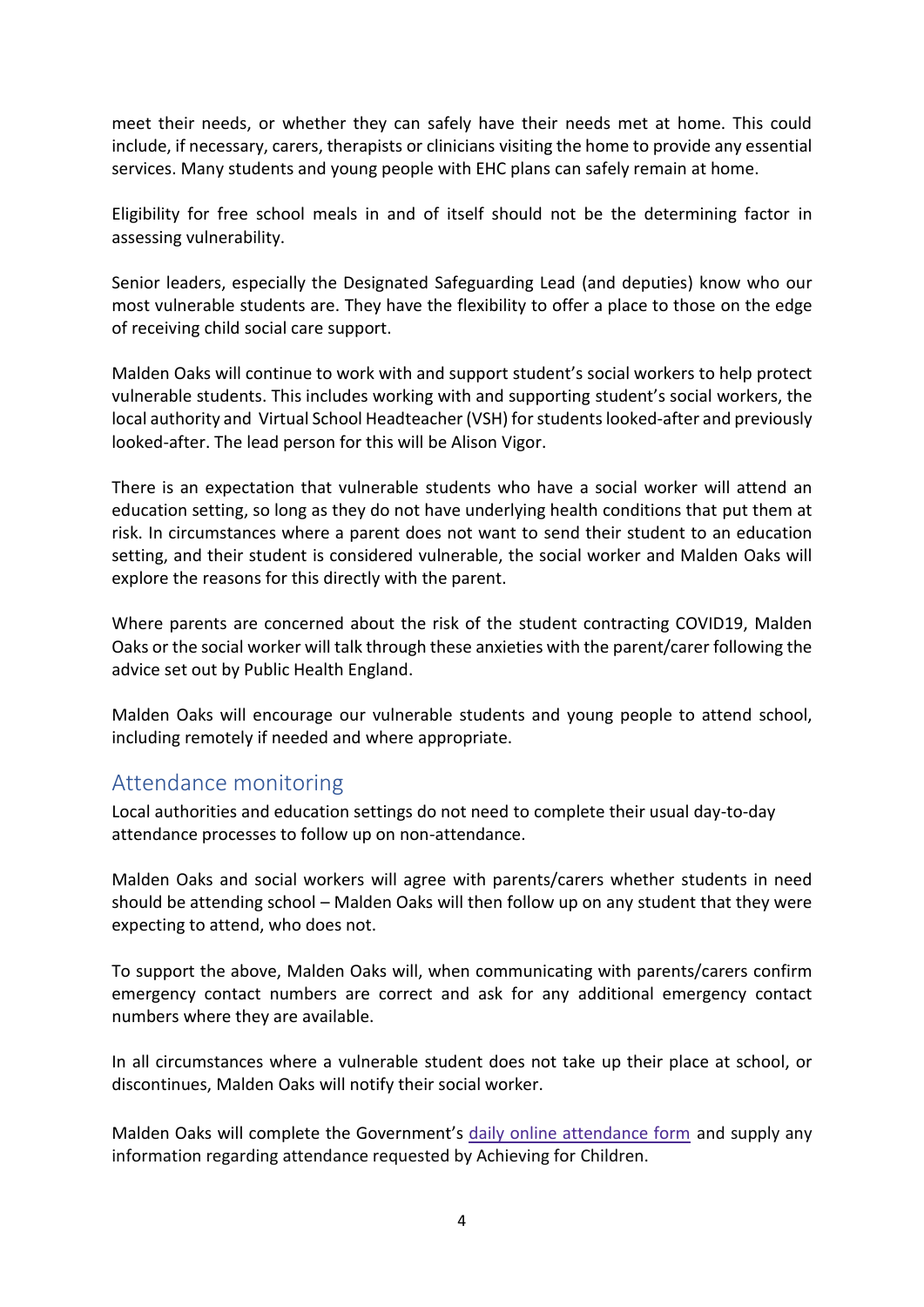meet their needs, or whether they can safely have their needs met at home. This could include, if necessary, carers, therapists or clinicians visiting the home to provide any essential services. Many students and young people with EHC plans can safely remain at home.

Eligibility for free school meals in and of itself should not be the determining factor in assessing vulnerability.

Senior leaders, especially the Designated Safeguarding Lead (and deputies) know who our most vulnerable students are. They have the flexibility to offer a place to those on the edge of receiving child social care support.

Malden Oaks will continue to work with and support student's social workers to help protect vulnerable students. This includes working with and supporting student's social workers, the local authority and Virtual School Headteacher (VSH) for students looked-after and previously looked-after. The lead person for this will be Alison Vigor.

There is an expectation that vulnerable students who have a social worker will attend an education setting, so long as they do not have underlying health conditions that put them at risk. In circumstances where a parent does not want to send their student to an education setting, and their student is considered vulnerable, the social worker and Malden Oaks will explore the reasons for this directly with the parent.

Where parents are concerned about the risk of the student contracting COVID19, Malden Oaks or the social worker will talk through these anxieties with the parent/carer following the advice set out by Public Health England.

Malden Oaks will encourage our vulnerable students and young people to attend school, including remotely if needed and where appropriate.

## Attendance monitoring

Local authorities and education settings do not need to complete their usual day-to-day attendance processes to follow up on non-attendance.

Malden Oaks and social workers will agree with parents/carers whether students in need should be attending school – Malden Oaks will then follow up on any student that they were expecting to attend, who does not.

To support the above, Malden Oaks will, when communicating with parents/carers confirm emergency contact numbers are correct and ask for any additional emergency contact numbers where they are available.

In all circumstances where a vulnerable student does not take up their place at school, or discontinues, Malden Oaks will notify their social worker.

Malden Oaks will complete the Government's daily online attendance form and supply any information regarding attendance requested by Achieving for Children.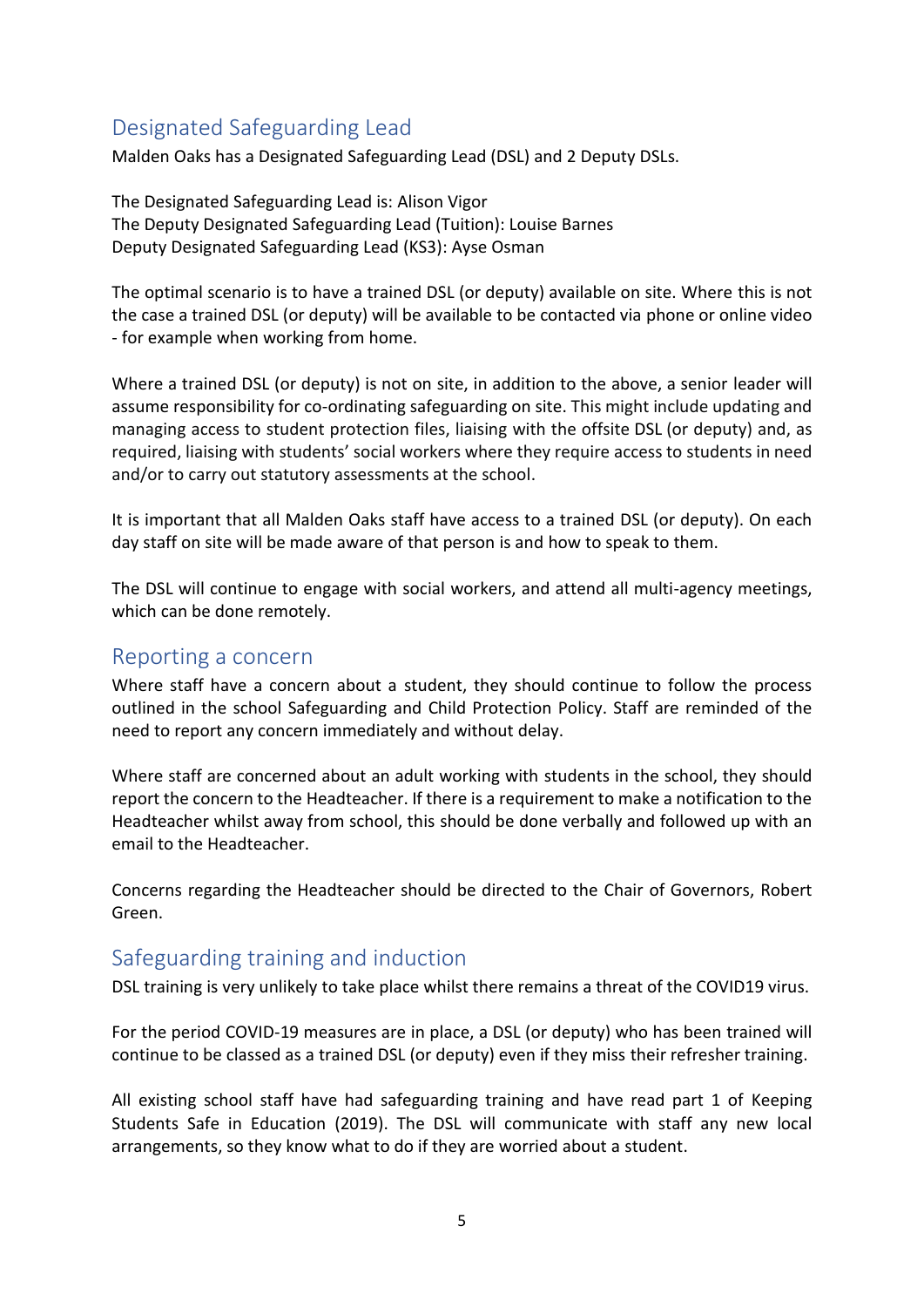## Designated Safeguarding Lead

Malden Oaks has a Designated Safeguarding Lead (DSL) and 2 Deputy DSLs.

The Designated Safeguarding Lead is: Alison Vigor
The Deputy Designated Safeguarding Lead (Tuition): Louise Barnes
Deputy Designated Safeguarding Lead (KS3): Ayse Osman

The optimal scenario is to have a trained DSL (or deputy) available on site. Where this is not the case a trained DSL (or deputy) will be available to be contacted via phone or online video - for example when working from home.

Where a trained DSL (or deputy) is not on site, in addition to the above, a senior leader will assume responsibility for co-ordinating safeguarding on site. This might include updating and managing access to student protection files, liaising with the offsite DSL (or deputy) and, as required, liaising with students' social workers where they require access to students in need and/or to carry out statutory assessments at the school.

It is important that all Malden Oaks staff have access to a trained DSL (or deputy). On each day staff on site will be made aware of that person is and how to speak to them.

The DSL will continue to engage with social workers, and attend all multi-agency meetings, which can be done remotely.

## Reporting a concern

Where staff have a concern about a student, they should continue to follow the process outlined in the school Safeguarding and Child Protection Policy. Staff are reminded of the need to report any concern immediately and without delay.

Where staff are concerned about an adult working with students in the school, they should report the concern to the Headteacher. If there is a requirement to make a notification to the Headteacher whilst away from school, this should be done verbally and followed up with an email to the Headteacher.

Concerns regarding the Headteacher should be directed to the Chair of Governors, Robert Green.

## Safeguarding training and induction

DSL training is very unlikely to take place whilst there remains a threat of the COVID19 virus.

For the period COVID-19 measures are in place, a DSL (or deputy) who has been trained will continue to be classed as a trained DSL (or deputy) even if they miss their refresher training.

All existing school staff have had safeguarding training and have read part 1 of Keeping Students Safe in Education (2019). The DSL will communicate with staff any new local arrangements, so they know what to do if they are worried about a student.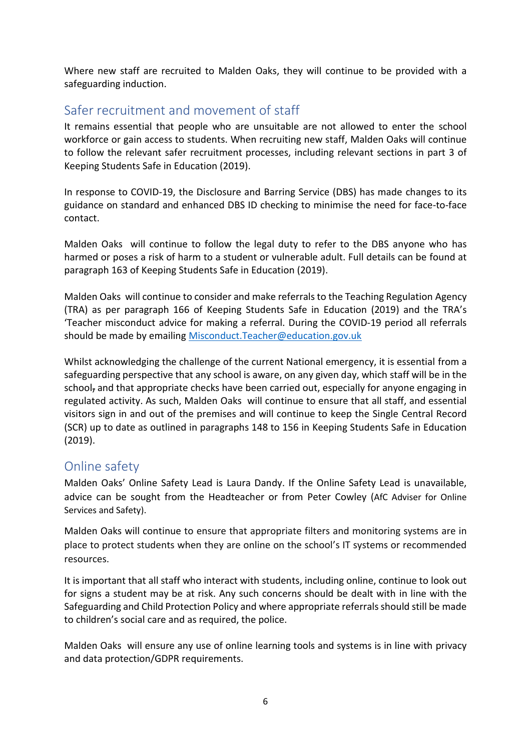Where new staff are recruited to Malden Oaks, they will continue to be provided with a safeguarding induction.

## Safer recruitment and movement of staff

It remains essential that people who are unsuitable are not allowed to enter the school workforce or gain access to students. When recruiting new staff, Malden Oaks will continue to follow the relevant safer recruitment processes, including relevant sections in part 3 of Keeping Students Safe in Education (2019).

In response to COVID-19, the Disclosure and Barring Service (DBS) has made changes to its guidance on standard and enhanced DBS ID checking to minimise the need for face-to-face contact.

Malden Oaks will continue to follow the legal duty to refer to the DBS anyone who has harmed or poses a risk of harm to a student or vulnerable adult. Full details can be found at paragraph 163 of Keeping Students Safe in Education (2019).

Malden Oaks will continue to consider and make referrals to the Teaching Regulation Agency (TRA) as per paragraph 166 of Keeping Students Safe in Education (2019) and the TRA's 'Teacher misconduct advice for making a referral. During the COVID-19 period all referrals should be made by emailing [Misconduct.Teacher@education.gov.uk](mailto:Misconduct.Teacher@education.gov.uk)

Whilst acknowledging the challenge of the current National emergency, it is essential from a safeguarding perspective that any school is aware, on any given day, which staff will be in the school~~,~~ and that appropriate checks have been carried out, especially for anyone engaging in regulated activity. As such, Malden Oaks will continue to ensure that all staff, and essential visitors sign in and out of the premises and will continue to keep the Single Central Record (SCR) up to date as outlined in paragraphs 148 to 156 in Keeping Students Safe in Education (2019).

## Online safety

Malden Oaks' Online Safety Lead is Laura Dandy. If the Online Safety Lead is unavailable, advice can be sought from the Headteacher or from Peter Cowley (AfC Adviser for Online Services and Safety).

Malden Oaks will continue to ensure that appropriate filters and monitoring systems are in place to protect students when they are online on the school's IT systems or recommended resources.

It is important that all staff who interact with students, including online, continue to look out for signs a student may be at risk. Any such concerns should be dealt with in line with the Safeguarding and Child Protection Policy and where appropriate referrals should still be made to children's social care and as required, the police.

Malden Oaks will ensure any use of online learning tools and systems is in line with privacy and data protection/GDPR requirements.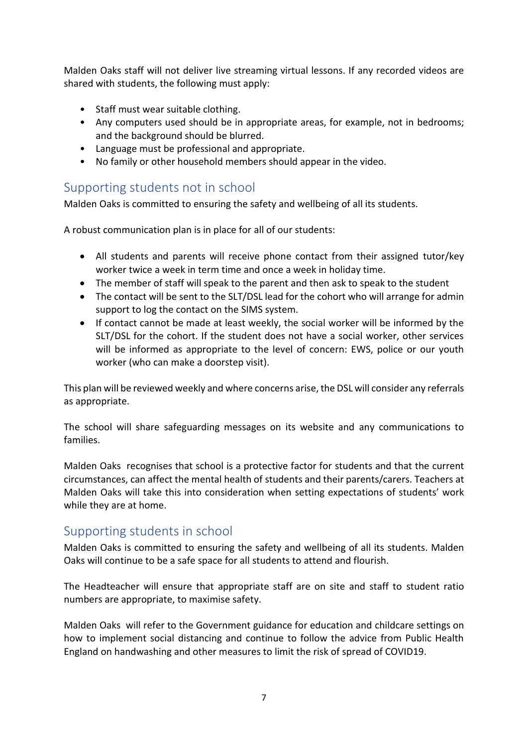Malden Oaks staff will not deliver live streaming virtual lessons. If any recorded videos are shared with students, the following must apply:

- Staff must wear suitable clothing.
- Any computers used should be in appropriate areas, for example, not in bedrooms; and the background should be blurred.
- Language must be professional and appropriate.
- No family or other household members should appear in the video.

## Supporting students not in school

Malden Oaks is committed to ensuring the safety and wellbeing of all its students.

A robust communication plan is in place for all of our students:

- All students and parents will receive phone contact from their assigned tutor/key worker twice a week in term time and once a week in holiday time.
- The member of staff will speak to the parent and then ask to speak to the student
- The contact will be sent to the SLT/DSL lead for the cohort who will arrange for admin support to log the contact on the SIMS system.
- If contact cannot be made at least weekly, the social worker will be informed by the SLT/DSL for the cohort. If the student does not have a social worker, other services will be informed as appropriate to the level of concern: EWS, police or our youth worker (who can make a doorstep visit).

This plan will be reviewed weekly and where concerns arise, the DSL will consider any referrals as appropriate.

The school will share safeguarding messages on its website and any communications to families.

Malden Oaks recognises that school is a protective factor for students and that the current circumstances, can affect the mental health of students and their parents/carers. Teachers at Malden Oaks will take this into consideration when setting expectations of students' work while they are at home.

## Supporting students in school

Malden Oaks is committed to ensuring the safety and wellbeing of all its students. Malden Oaks will continue to be a safe space for all students to attend and flourish.

The Headteacher will ensure that appropriate staff are on site and staff to student ratio numbers are appropriate, to maximise safety.

Malden Oaks will refer to the Government guidance for education and childcare settings on how to implement social distancing and continue to follow the advice from Public Health England on handwashing and other measures to limit the risk of spread of COVID19.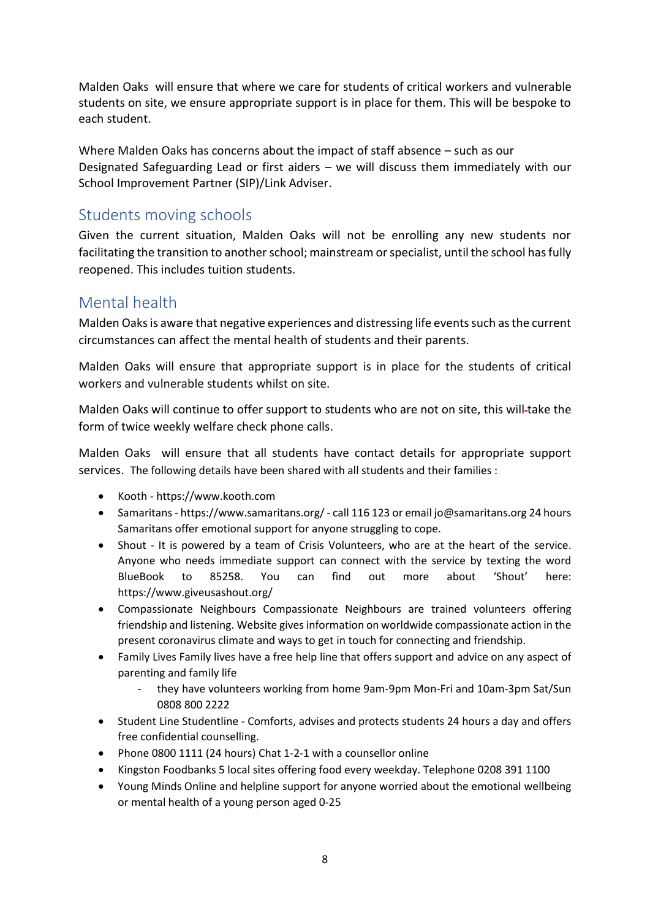Malden Oaks will ensure that where we care for students of critical workers and vulnerable students on site, we ensure appropriate support is in place for them. This will be bespoke to each student.

Where Malden Oaks has concerns about the impact of staff absence – such as our Designated Safeguarding Lead or first aiders – we will discuss them immediately with our School Improvement Partner (SIP)/Link Adviser.

## Students moving schools

Given the current situation, Malden Oaks will not be enrolling any new students nor facilitating the transition to another school; mainstream or specialist, until the school has fully reopened. This includes tuition students.

## Mental health

Malden Oaks is aware that negative experiences and distressing life events such as the current circumstances can affect the mental health of students and their parents.

Malden Oaks will ensure that appropriate support is in place for the students of critical workers and vulnerable students whilst on site.

Malden Oaks will continue to offer support to students who are not on site, this will take the form of twice weekly welfare check phone calls.

Malden Oaks will ensure that all students have contact details for appropriate support services. The following details have been shared with all students and their families :

- Kooth - https://www.kooth.com
- Samaritans - https://www.samaritans.org/ - call 116 123 or email jo@samaritans.org 24 hours Samaritans offer emotional support for anyone struggling to cope.
- Shout - It is powered by a team of Crisis Volunteers, who are at the heart of the service. Anyone who needs immediate support can connect with the service by texting the word BlueBook to 85258. You can find out more about 'Shout' here: https://www.giveusashout.org/
- Compassionate Neighbours Compassionate Neighbours are trained volunteers offering friendship and listening. Website gives information on worldwide compassionate action in the present coronavirus climate and ways to get in touch for connecting and friendship.
- Family Lives Family lives have a free help line that offers support and advice on any aspect of parenting and family life
  - they have volunteers working from home 9am-9pm Mon-Fri and 10am-3pm Sat/Sun 0808 800 2222
- Student Line Studentline - Comforts, advises and protects students 24 hours a day and offers free confidential counselling.
- Phone 0800 1111 (24 hours) Chat 1-2-1 with a counsellor online
- Kingston Foodbanks 5 local sites offering food every weekday. Telephone 0208 391 1100
- Young Minds Online and helpline support for anyone worried about the emotional wellbeing or mental health of a young person aged 0-25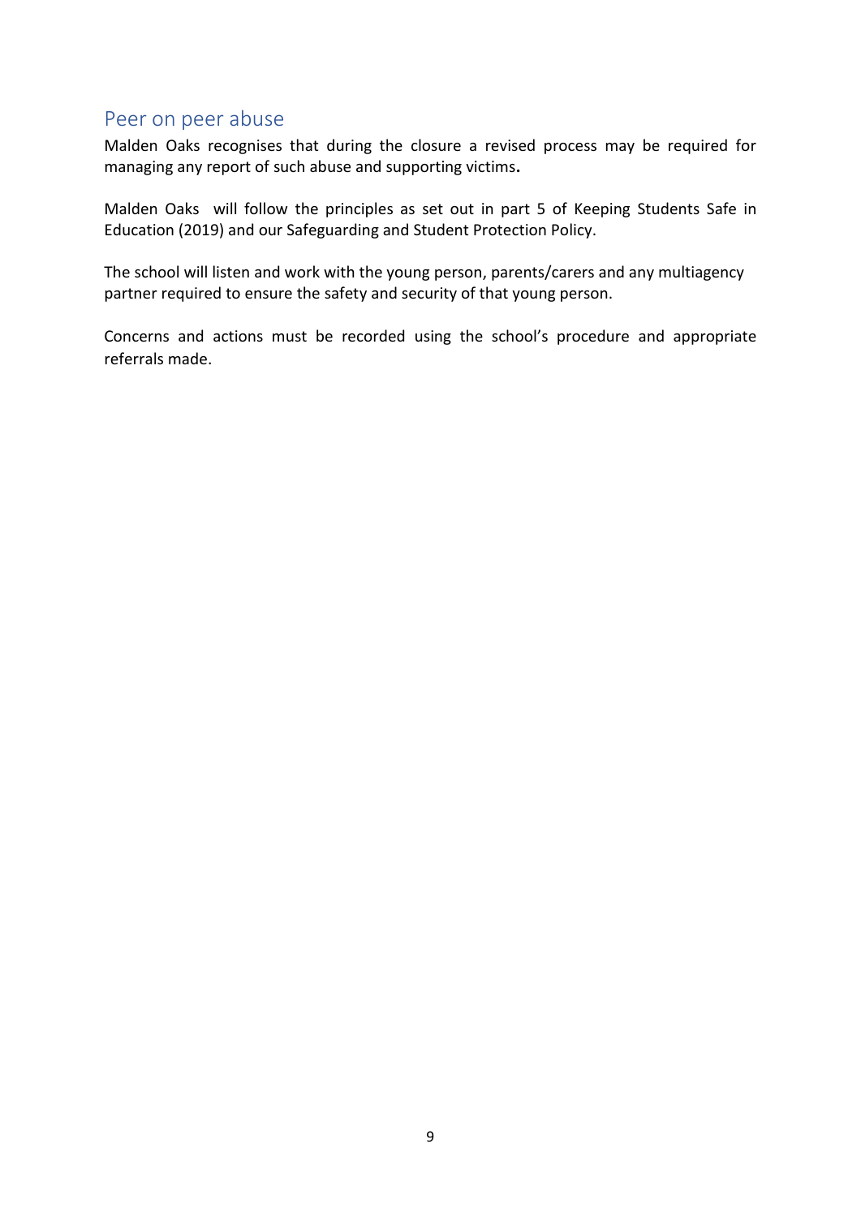## Peer on peer abuse

Malden Oaks recognises that during the closure a revised process may be required for managing any report of such abuse and supporting victims**.**

Malden Oaks will follow the principles as set out in part 5 of Keeping Students Safe in Education (2019) and our Safeguarding and Student Protection Policy.

The school will listen and work with the young person, parents/carers and any multiagency partner required to ensure the safety and security of that young person.

Concerns and actions must be recorded using the school's procedure and appropriate referrals made.